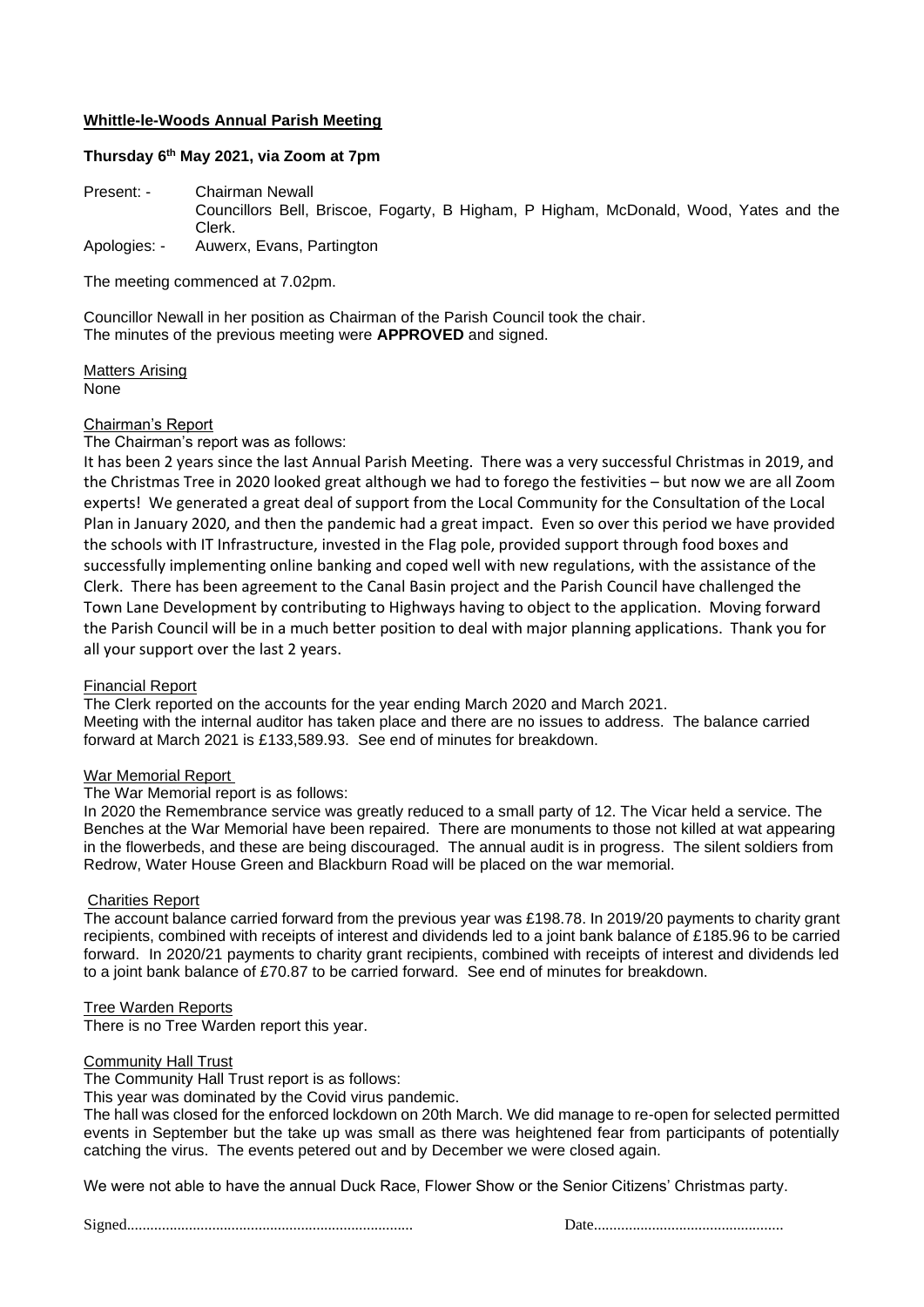## **Whittle-le-Woods Annual Parish Meeting**

**Thursday 6th May 2021, via Zoom at 7pm**

Present: - Chairman Newall
Councillors Bell, Briscoe, Fogarty, B Higham, P Higham, McDonald, Wood, Yates and the Clerk.
Apologies: - Auwerx, Evans, Partington

The meeting commenced at 7.02pm.

Councillor Newall in her position as Chairman of the Parish Council took the chair.
The minutes of the previous meeting were **APPROVED** and signed.

### Matters Arising

None

### Chairman's Report

The Chairman's report was as follows:

It has been 2 years since the last Annual Parish Meeting. There was a very successful Christmas in 2019, and the Christmas Tree in 2020 looked great although we had to forego the festivities – but now we are all Zoom experts! We generated a great deal of support from the Local Community for the Consultation of the Local Plan in January 2020, and then the pandemic had a great impact. Even so over this period we have provided the schools with IT Infrastructure, invested in the Flag pole, provided support through food boxes and successfully implementing online banking and coped well with new regulations, with the assistance of the Clerk. There has been agreement to the Canal Basin project and the Parish Council have challenged the Town Lane Development by contributing to Highways having to object to the application. Moving forward the Parish Council will be in a much better position to deal with major planning applications. Thank you for all your support over the last 2 years.

### Financial Report

The Clerk reported on the accounts for the year ending March 2020 and March 2021.
Meeting with the internal auditor has taken place and there are no issues to address. The balance carried forward at March 2021 is £133,589.93. See end of minutes for breakdown.

### War Memorial Report

The War Memorial report is as follows:

In 2020 the Remembrance service was greatly reduced to a small party of 12. The Vicar held a service. The Benches at the War Memorial have been repaired. There are monuments to those not killed at wat appearing in the flowerbeds, and these are being discouraged. The annual audit is in progress. The silent soldiers from Redrow, Water House Green and Blackburn Road will be placed on the war memorial.

### Charities Report

The account balance carried forward from the previous year was £198.78. In 2019/20 payments to charity grant recipients, combined with receipts of interest and dividends led to a joint bank balance of £185.96 to be carried forward. In 2020/21 payments to charity grant recipients, combined with receipts of interest and dividends led to a joint bank balance of £70.87 to be carried forward. See end of minutes for breakdown.

### Tree Warden Reports

There is no Tree Warden report this year.

### Community Hall Trust

The Community Hall Trust report is as follows:

This year was dominated by the Covid virus pandemic.

The hall was closed for the enforced lockdown on 20th March. We did manage to re-open for selected permitted events in September but the take up was small as there was heightened fear from participants of potentially catching the virus. The events petered out and by December we were closed again.

We were not able to have the annual Duck Race, Flower Show or the Senior Citizens' Christmas party.

Signed......................................................................... Date.................................................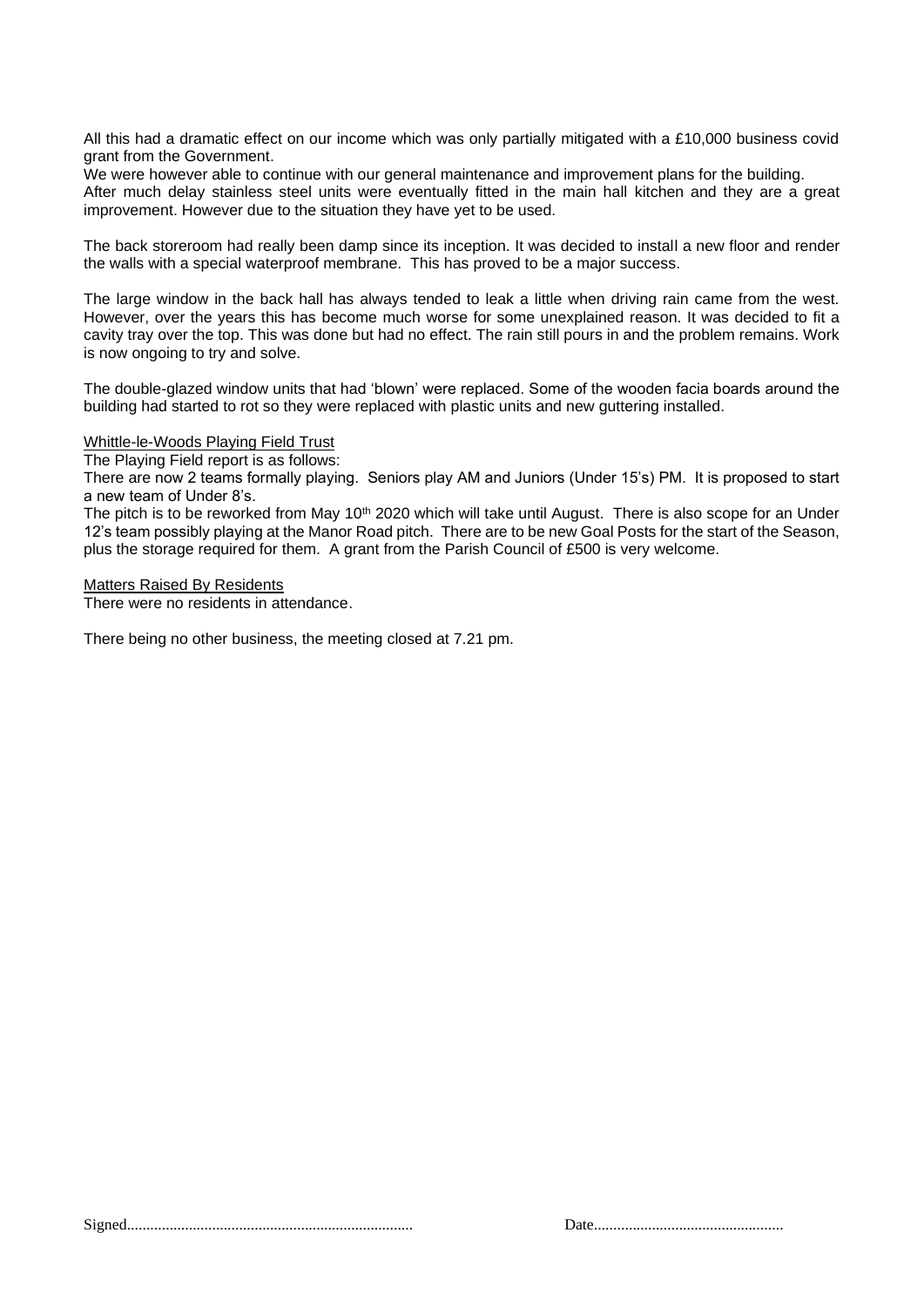All this had a dramatic effect on our income which was only partially mitigated with a £10,000 business covid grant from the Government.
We were however able to continue with our general maintenance and improvement plans for the building.
After much delay stainless steel units were eventually fitted in the main hall kitchen and they are a great improvement. However due to the situation they have yet to be used.

The back storeroom had really been damp since its inception. It was decided to install a new floor and render the walls with a special waterproof membrane. This has proved to be a major success.

The large window in the back hall has always tended to leak a little when driving rain came from the west. However, over the years this has become much worse for some unexplained reason. It was decided to fit a cavity tray over the top. This was done but had no effect. The rain still pours in and the problem remains. Work is now ongoing to try and solve.

The double-glazed window units that had 'blown' were replaced. Some of the wooden facia boards around the building had started to rot so they were replaced with plastic units and new guttering installed.

<u>Whittle-le-Woods Playing Field Trust</u>
The Playing Field report is as follows:
There are now 2 teams formally playing. Seniors play AM and Juniors (Under 15's) PM. It is proposed to start a new team of Under 8's.
The pitch is to be reworked from May 10th 2020 which will take until August. There is also scope for an Under 12's team possibly playing at the Manor Road pitch. There are to be new Goal Posts for the start of the Season, plus the storage required for them. A grant from the Parish Council of £500 is very welcome.

<u>Matters Raised By Residents</u>
There were no residents in attendance.

There being no other business, the meeting closed at 7.21 pm.

Signed.......................................................................... Date.................................................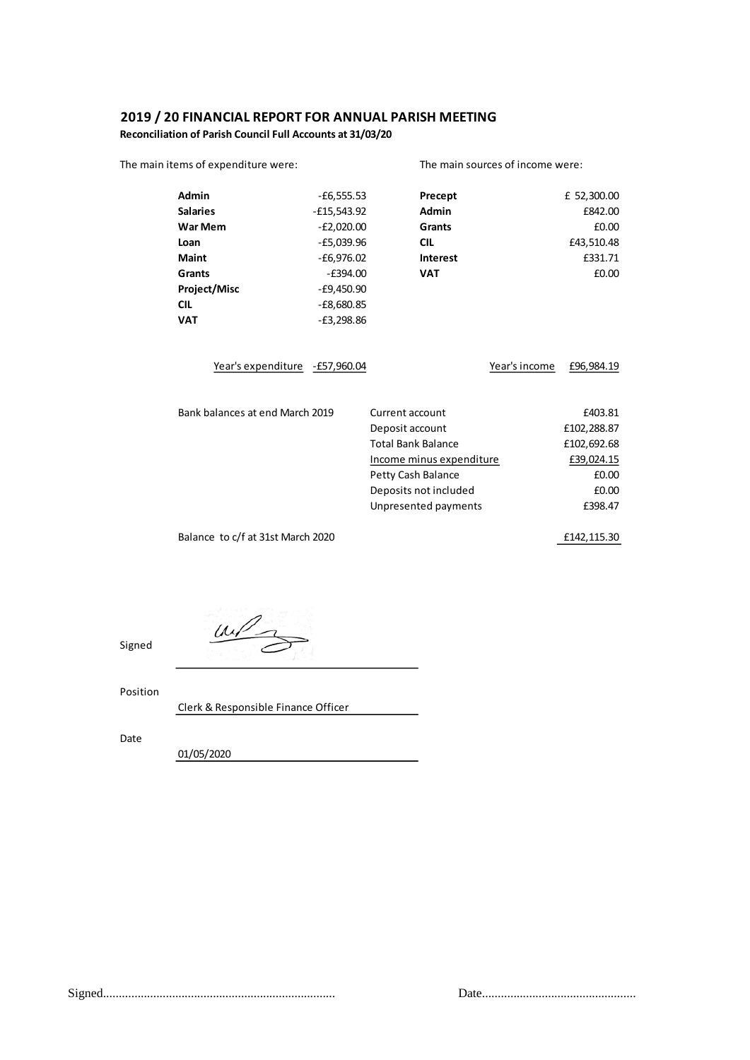## 2019 / 20 FINANCIAL REPORT FOR ANNUAL PARISH MEETING

**Reconciliation of Parish Council Full Accounts at 31/03/20**

| The main items of expenditure were: | | The main sources of income were: | |
|---|---|---|---|
| **Admin** | -£6,555.53 | **Precept** | £ 52,300.00 |
| **Salaries** | -£15,543.92 | **Admin** | £842.00 |
| **War Mem** | -£2,020.00 | **Grants** | £0.00 |
| **Loan** | -£5,039.96 | **CIL** | £43,510.48 |
| **Maint** | -£6,976.02 | **Interest** | £331.71 |
| **Grants** | -£394.00 | **VAT** | £0.00 |
| **Project/Misc** | -£9,450.90 | | |
| **CIL** | -£8,680.85 | | |
| **VAT** | -£3,298.86 | | |
| Year's expenditure | -£57,960.04 | Year's income | £96,984.19 |

| Bank balances at end March 2019 | | |
|---|---|---|
| | Current account | £403.81 |
| | Deposit account | £102,288.87 |
| | Total Bank Balance | £102,692.68 |
| | Income minus expenditure | £39,024.15 |
| | Petty Cash Balance | £0.00 |
| | Deposits not included | £0.00 |
| | Unpresented payments | £398.47 |
| Balance to c/f at 31st March 2020 | | £142,115.30 |

Signed

Position
Clerk & Responsible Finance Officer

Date
01/05/2020

Signed.......................................................................... Date.................................................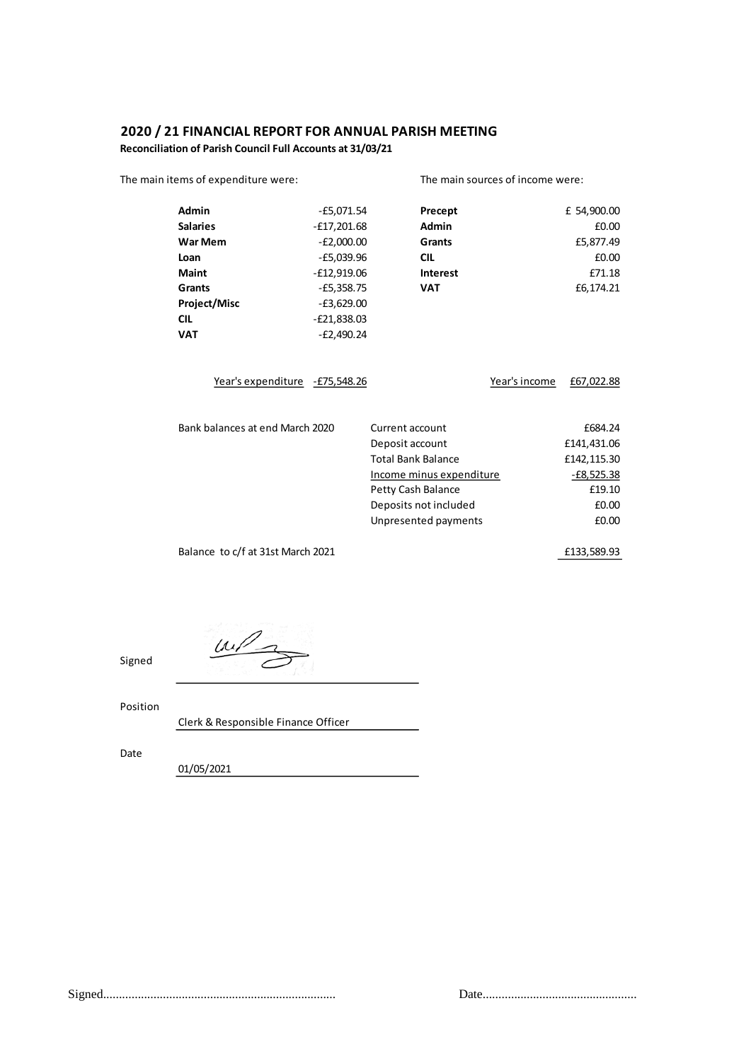## 2020 / 21 FINANCIAL REPORT FOR ANNUAL PARISH MEETING

**Reconciliation of Parish Council Full Accounts at 31/03/21**

The main items of expenditure were:

| | |
|---|---|
| **Admin** | -£5,071.54 |
| **Salaries** | -£17,201.68 |
| **War Mem** | -£2,000.00 |
| **Loan** | -£5,039.96 |
| **Maint** | -£12,919.06 |
| **Grants** | -£5,358.75 |
| **Project/Misc** | -£3,629.00 |
| **CIL** | -£21,838.03 |
| **VAT** | -£2,490.24 |
| Year's expenditure | -£75,548.26 |

The main sources of income were:

| | |
|---|---|
| **Precept** | £ 54,900.00 |
| **Admin** | £0.00 |
| **Grants** | £5,877.49 |
| **CIL** | £0.00 |
| **Interest** | £71.18 |
| **VAT** | £6,174.21 |
| Year's income | £67,022.88 |

| | | |
|---|---|---|
| Bank balances at end March 2020 | Current account | £684.24 |
| | Deposit account | £141,431.06 |
| | Total Bank Balance | £142,115.30 |
| | Income minus expenditure | -£8,525.38 |
| | Petty Cash Balance | £19.10 |
| | Deposits not included | £0.00 |
| | Unpresented payments | £0.00 |
| Balance to c/f at 31st March 2021 | | £133,589.93 |

Signed

Position
Clerk & Responsible Finance Officer

Date
01/05/2021

Signed......................................................................... Date................................................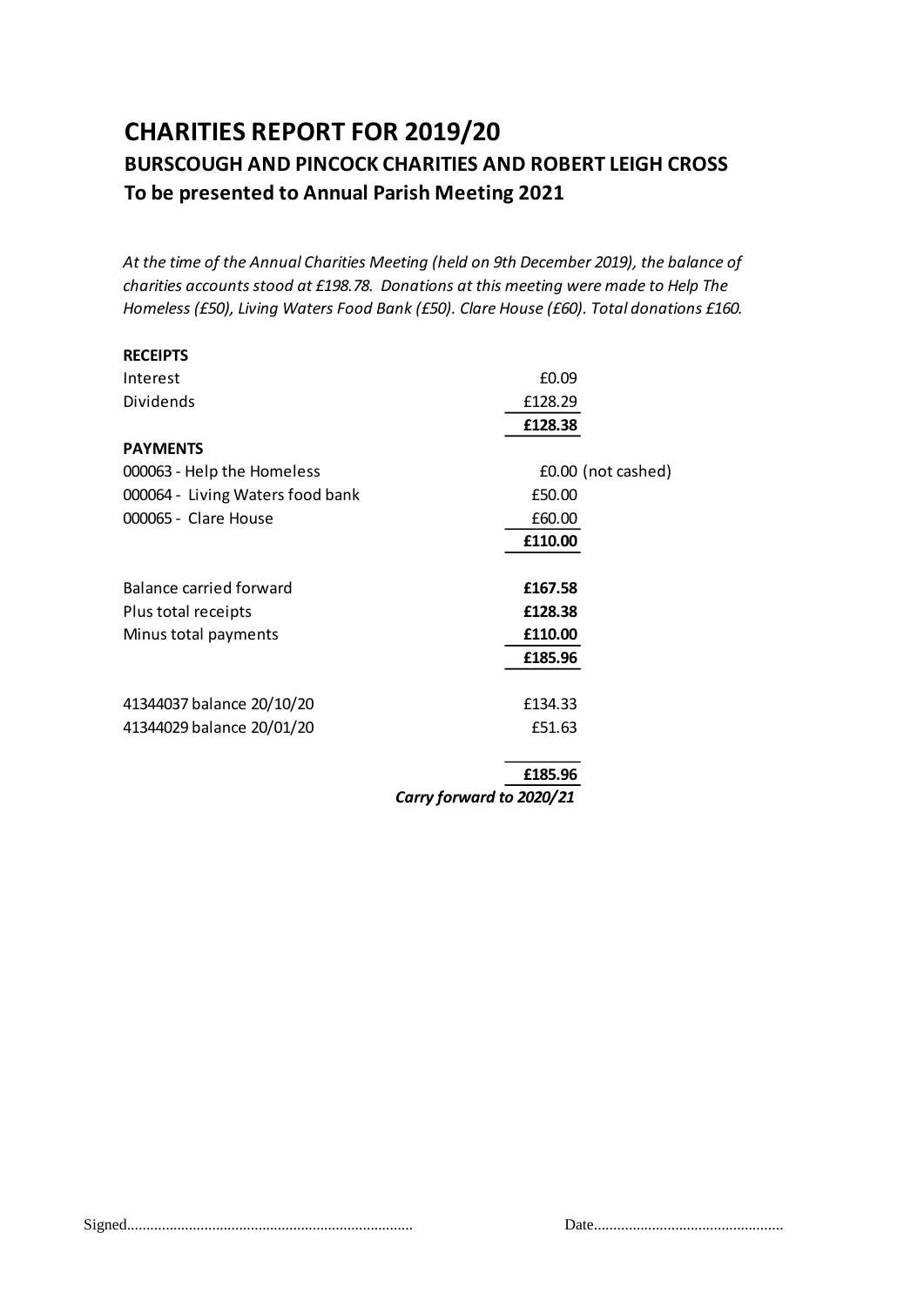# CHARITIES REPORT FOR 2019/20

## BURSCOUGH AND PINCOCK CHARITIES AND ROBERT LEIGH CROSS

## To be presented to Annual Parish Meeting 2021

*At the time of the Annual Charities Meeting (held on 9th December 2019), the balance of charities accounts stood at £198.78. Donations at this meeting were made to Help The Homeless (£50), Living Waters Food Bank (£50). Clare House (£60). Total donations £160.*

| | | |
|---|---|---|
| **RECEIPTS** | | |
| Interest | £0.09 | |
| Dividends | £128.29 | |
| | **£128.38** | |
| **PAYMENTS** | | |
| 000063 - Help the Homeless | £0.00 | (not cashed) |
| 000064 - Living Waters food bank | £50.00 | |
| 000065 - Clare House | £60.00 | |
| | **£110.00** | |
| | | |
| Balance carried forward | **£167.58** | |
| Plus total receipts | **£128.38** | |
| Minus total payments | **£110.00** | |
| | **£185.96** | |
| | | |
| 41344037 balance 20/10/20 | £134.33 | |
| 41344029 balance 20/01/20 | £51.63 | |
| | | |
| | **£185.96** | |
| | ***Carry forward to 2020/21*** | |

Signed......................................................................... Date.................................................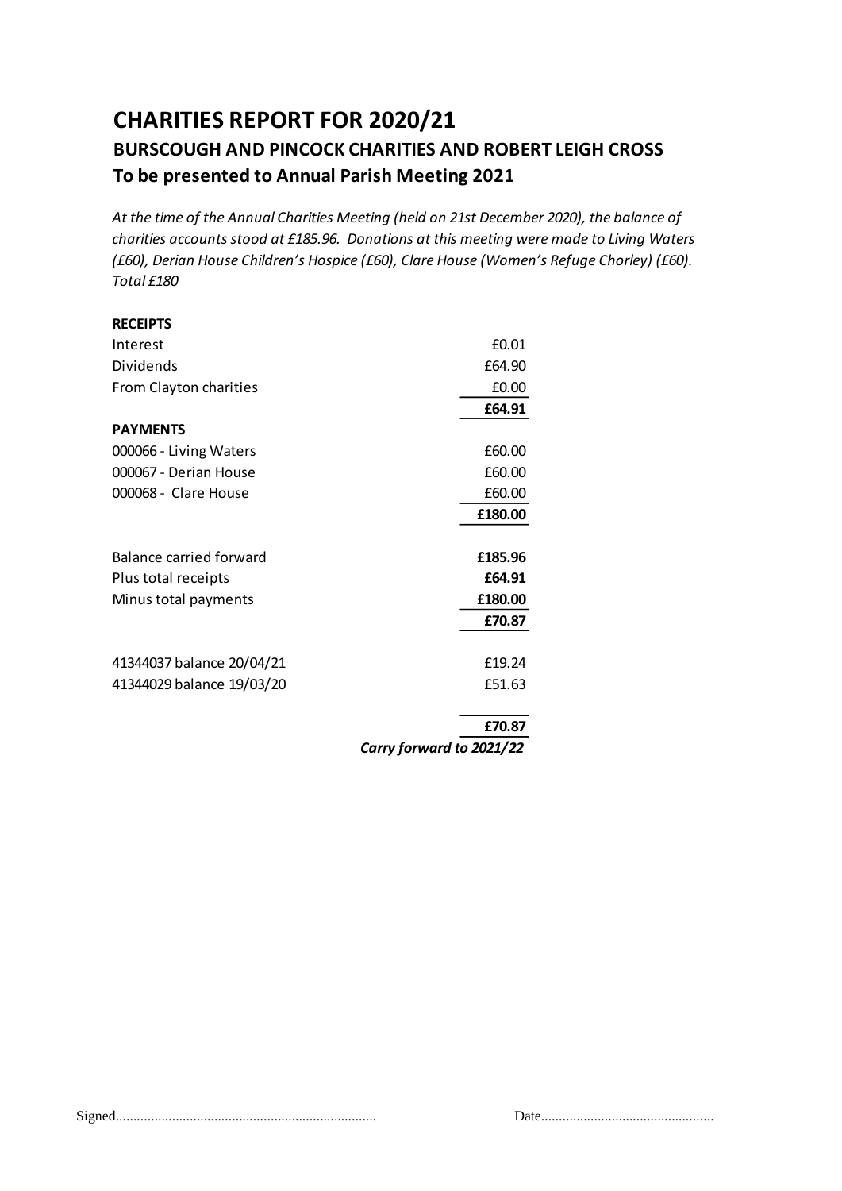# CHARITIES REPORT FOR 2020/21

## BURSCOUGH AND PINCOCK CHARITIES AND ROBERT LEIGH CROSS

## To be presented to Annual Parish Meeting 2021

*At the time of the Annual Charities Meeting (held on 21st December 2020), the balance of charities accounts stood at £185.96. Donations at this meeting were made to Living Waters (£60), Derian House Children's Hospice (£60), Clare House (Women's Refuge Chorley) (£60). Total £180*

| | |
|---|---|
| **RECEIPTS** | |
| Interest | £0.01 |
| Dividends | £64.90 |
| From Clayton charities | £0.00 |
| | **£64.91** |
| **PAYMENTS** | |
| 000066 - Living Waters | £60.00 |
| 000067 - Derian House | £60.00 |
| 000068 - Clare House | £60.00 |
| | **£180.00** |
| Balance carried forward | **£185.96** |
| Plus total receipts | **£64.91** |
| Minus total payments | **£180.00** |
| | **£70.87** |
| 41344037 balance 20/04/21 | £19.24 |
| 41344029 balance 19/03/20 | £51.63 |
| | **£70.87** |
| | ***Carry forward to 2021/22*** |

Signed.......................................................................... Date................................................